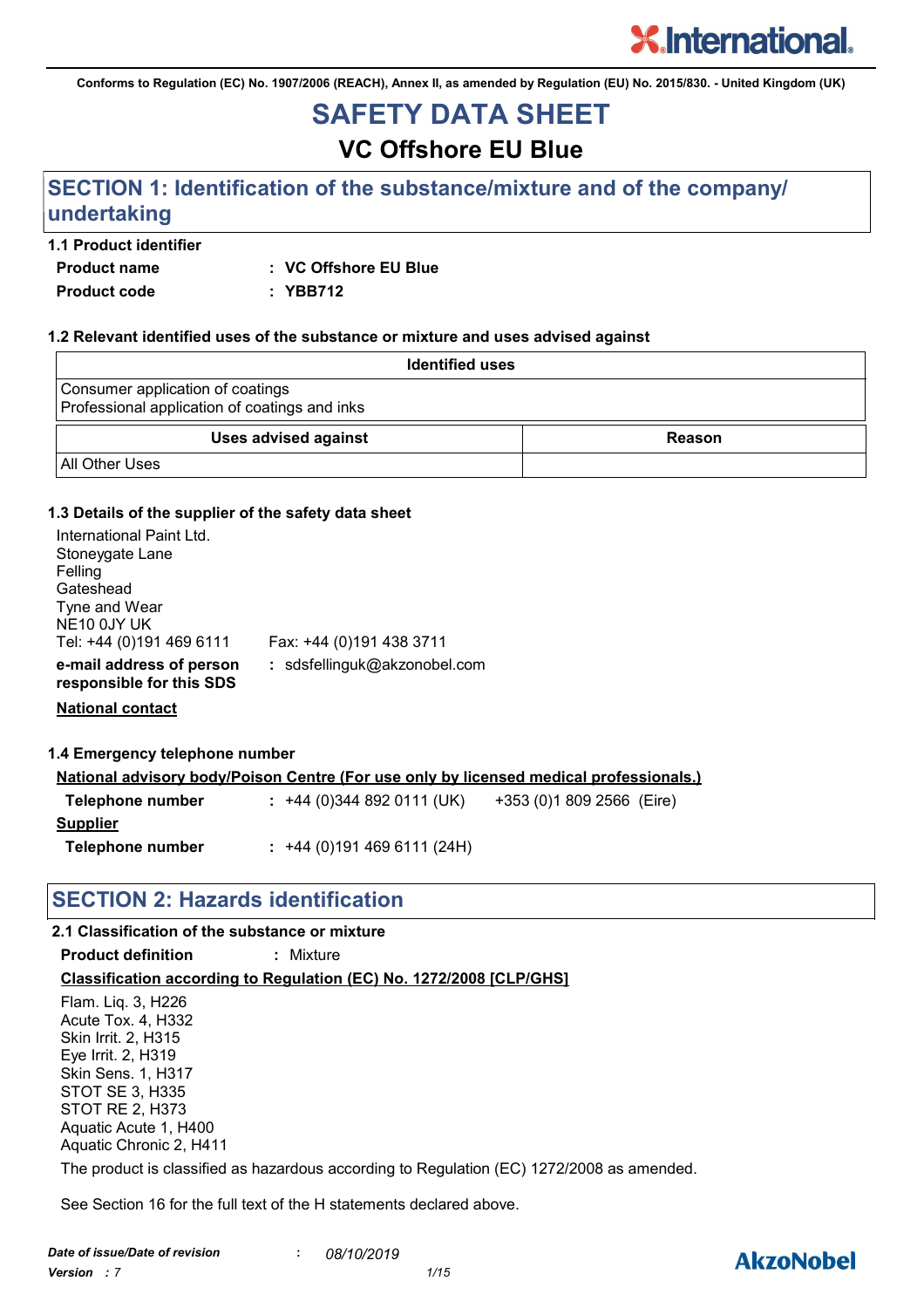Conforms to Regulation (EC) No. 1907/2006 (REACH), Annex II, as amended by Regulation (EU) No. 2015/830. - United Kingdom (UK)

# SAFETY DATA SHEET

## VC Offshore EU Blue

## SECTION 1: Identification of the substance/mixture and of the company/ undertaking

### 1.1 Product identifier

**Product name** : **VC Offshore EU Blue**

**Product code** : **YBB712**

### 1.2 Relevant identified uses of the substance or mixture and uses advised against

| Identified uses |
|---|
| Consumer application of coatings<br>Professional application of coatings and inks |

| Uses advised against | Reason |
|---|---|
| All Other Uses | |

### 1.3 Details of the supplier of the safety data sheet

International Paint Ltd.
Stoneygate Lane
Felling
Gateshead
Tyne and Wear
NE10 0JY UK
Tel: +44 (0)191 469 6111 Fax: +44 (0)191 438 3711

**e-mail address of person responsible for this SDS** : sdsfellinguk@akzonobel.com

**National contact**

### 1.4 Emergency telephone number

**National advisory body/Poison Centre (For use only by licensed medical professionals.)**

**Telephone number** : +44 (0)344 892 0111 (UK) +353 (0)1 809 2566 (Eire)

**Supplier**

**Telephone number** : +44 (0)191 469 6111 (24H)

## SECTION 2: Hazards identification

### 2.1 Classification of the substance or mixture

**Product definition** : Mixture

**Classification according to Regulation (EC) No. 1272/2008 [CLP/GHS]**

Flam. Liq. 3, H226
Acute Tox. 4, H332
Skin Irrit. 2, H315
Eye Irrit. 2, H319
Skin Sens. 1, H317
STOT SE 3, H335
STOT RE 2, H373
Aquatic Acute 1, H400
Aquatic Chronic 2, H411

The product is classified as hazardous according to Regulation (EC) 1272/2008 as amended.

See Section 16 for the full text of the H statements declared above.

*Date of issue/Date of revision* : *08/10/2019*
*Version : 7*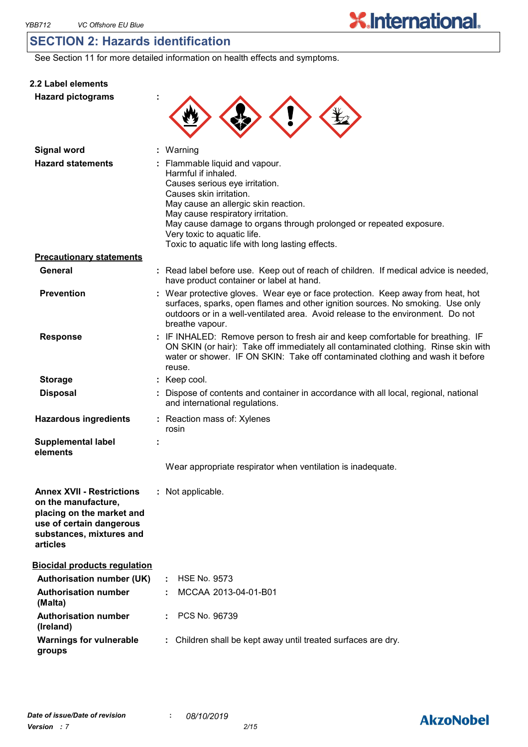## SECTION 2: Hazards identification

See Section 11 for more detailed information on health effects and symptoms.

### 2.2 Label elements

**Hazard pictograms** :

**Signal word** : Warning

**Hazard statements** : Flammable liquid and vapour.
Harmful if inhaled.
Causes serious eye irritation.
Causes skin irritation.
May cause an allergic skin reaction.
May cause respiratory irritation.
May cause damage to organs through prolonged or repeated exposure.
Very toxic to aquatic life.
Toxic to aquatic life with long lasting effects.

**Precautionary statements**

**General** : Read label before use. Keep out of reach of children. If medical advice is needed, have product container or label at hand.

**Prevention** : Wear protective gloves. Wear eye or face protection. Keep away from heat, hot surfaces, sparks, open flames and other ignition sources. No smoking. Use only outdoors or in a well-ventilated area. Avoid release to the environment. Do not breathe vapour.

**Response** : IF INHALED: Remove person to fresh air and keep comfortable for breathing. IF ON SKIN (or hair): Take off immediately all contaminated clothing. Rinse skin with water or shower. IF ON SKIN: Take off contaminated clothing and wash it before reuse.

**Storage** : Keep cool.

**Disposal** : Dispose of contents and container in accordance with all local, regional, national and international regulations.

**Hazardous ingredients** : Reaction mass of: Xylenes
rosin

**Supplemental label elements** :

Wear appropriate respirator when ventilation is inadequate.

**Annex XVII - Restrictions on the manufacture, placing on the market and use of certain dangerous substances, mixtures and articles** : Not applicable.

**Biocidal products regulation**

**Authorisation number (UK)** : HSE No. 9573

**Authorisation number (Malta)** : MCCAA 2013-04-01-B01

**Authorisation number (Ireland)** : PCS No. 96739

**Warnings for vulnerable groups** : Children shall be kept away until treated surfaces are dry.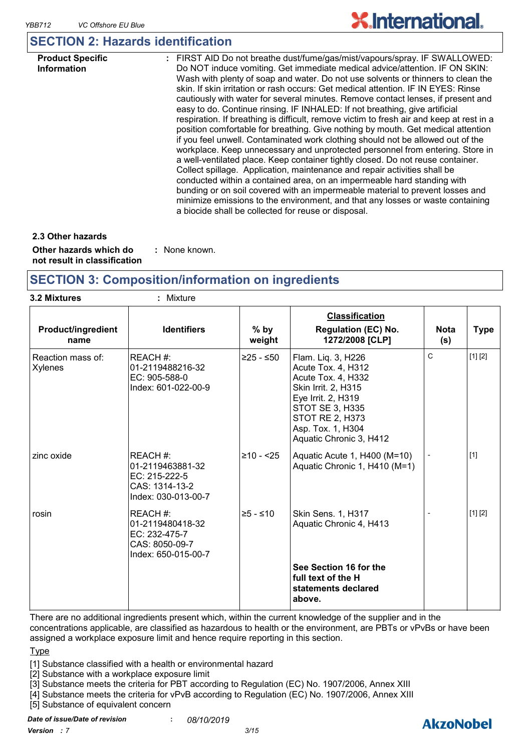## SECTION 2: Hazards identification

**Product Specific Information** : FIRST AID Do not breathe dust/fume/gas/mist/vapours/spray. IF SWALLOWED: Do NOT induce vomiting. Get immediate medical advice/attention. IF ON SKIN: Wash with plenty of soap and water. Do not use solvents or thinners to clean the skin. If skin irritation or rash occurs: Get medical attention. IF IN EYES: Rinse cautiously with water for several minutes. Remove contact lenses, if present and easy to do. Continue rinsing. IF INHALED: If not breathing, give artificial respiration. If breathing is difficult, remove victim to fresh air and keep at rest in a position comfortable for breathing. Give nothing by mouth. Get medical attention if you feel unwell. Contaminated work clothing should not be allowed out of the workplace. Keep unnecessary and unprotected personnel from entering. Store in a well-ventilated place. Keep container tightly closed. Do not reuse container. Collect spillage. Application, maintenance and repair activities shall be conducted within a contained area, on an impermeable hard standing with bunding or on soil covered with an impermeable material to prevent losses and minimize emissions to the environment, and that any losses or waste containing a biocide shall be collected for reuse or disposal.

### 2.3 Other hazards

**Other hazards which do not result in classification** : None known.

## SECTION 3: Composition/information on ingredients

**3.2 Mixtures** : Mixture

| Product/ingredient name | Identifiers | % by weight | Classification<br>Regulation (EC) No. 1272/2008 [CLP] | Nota (s) | Type |
|---|---|---|---|---|---|
| Reaction mass of: Xylenes | REACH #: 01-2119488216-32<br>EC: 905-588-0<br>Index: 601-022-00-9 | ≥25 - ≤50 | Flam. Liq. 3, H226<br>Acute Tox. 4, H312<br>Acute Tox. 4, H332<br>Skin Irrit. 2, H315<br>Eye Irrit. 2, H319<br>STOT SE 3, H335<br>STOT RE 2, H373<br>Asp. Tox. 1, H304<br>Aquatic Chronic 3, H412 | C | [1] [2] |
| zinc oxide | REACH #: 01-2119463881-32<br>EC: 215-222-5<br>CAS: 1314-13-2<br>Index: 030-013-00-7 | ≥10 - <25 | Aquatic Acute 1, H400 (M=10)<br>Aquatic Chronic 1, H410 (M=1) | - | [1] |
| rosin | REACH #: 01-2119480418-32<br>EC: 232-475-7<br>CAS: 8050-09-7<br>Index: 650-015-00-7 | ≥5 - ≤10 | Skin Sens. 1, H317<br>Aquatic Chronic 4, H413 | - | [1] [2] |
| | | | **See Section 16 for the full text of the H statements declared above.** | | |

There are no additional ingredients present which, within the current knowledge of the supplier and in the concentrations applicable, are classified as hazardous to health or the environment, are PBTs or vPvBs or have been assigned a workplace exposure limit and hence require reporting in this section.

Type

[1] Substance classified with a health or environmental hazard
[2] Substance with a workplace exposure limit
[3] Substance meets the criteria for PBT according to Regulation (EC) No. 1907/2006, Annex XIII
[4] Substance meets the criteria for vPvB according to Regulation (EC) No. 1907/2006, Annex XIII
[5] Substance of equivalent concern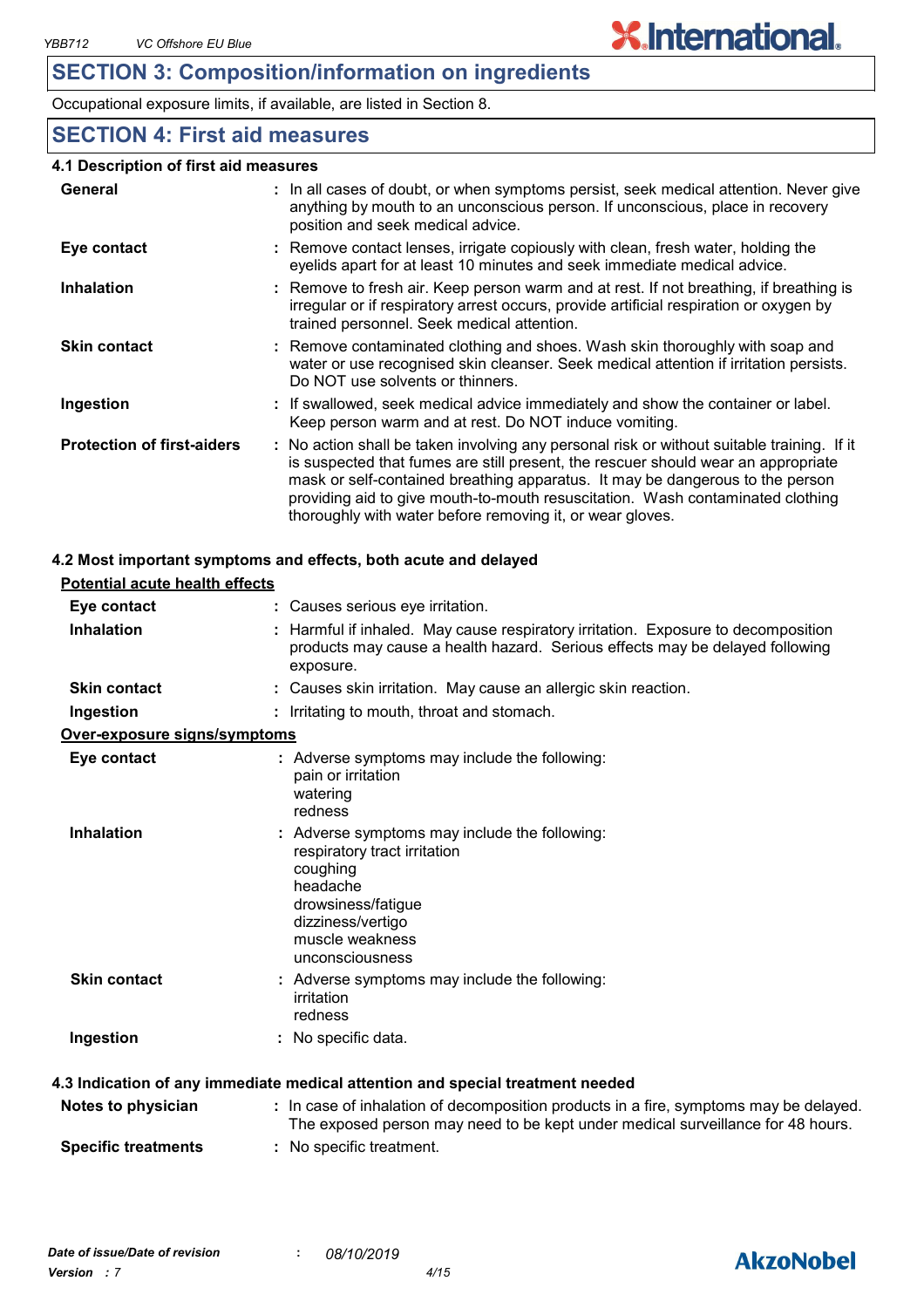## SECTION 3: Composition/information on ingredients

Occupational exposure limits, if available, are listed in Section 8.

## SECTION 4: First aid measures

### 4.1 Description of first aid measures

| | |
|---|---|
| **General** | : In all cases of doubt, or when symptoms persist, seek medical attention. Never give anything by mouth to an unconscious person. If unconscious, place in recovery position and seek medical advice. |
| **Eye contact** | : Remove contact lenses, irrigate copiously with clean, fresh water, holding the eyelids apart for at least 10 minutes and seek immediate medical advice. |
| **Inhalation** | : Remove to fresh air. Keep person warm and at rest. If not breathing, if breathing is irregular or if respiratory arrest occurs, provide artificial respiration or oxygen by trained personnel. Seek medical attention. |
| **Skin contact** | : Remove contaminated clothing and shoes. Wash skin thoroughly with soap and water or use recognised skin cleanser. Seek medical attention if irritation persists. Do NOT use solvents or thinners. |
| **Ingestion** | : If swallowed, seek medical advice immediately and show the container or label. Keep person warm and at rest. Do NOT induce vomiting. |
| **Protection of first-aiders** | : No action shall be taken involving any personal risk or without suitable training. If it is suspected that fumes are still present, the rescuer should wear an appropriate mask or self-contained breathing apparatus. It may be dangerous to the person providing aid to give mouth-to-mouth resuscitation. Wash contaminated clothing thoroughly with water before removing it, or wear gloves. |

### 4.2 Most important symptoms and effects, both acute and delayed

**Potential acute health effects**

| | |
|---|---|
| **Eye contact** | : Causes serious eye irritation. |
| **Inhalation** | : Harmful if inhaled. May cause respiratory irritation. Exposure to decomposition products may cause a health hazard. Serious effects may be delayed following exposure. |
| **Skin contact** | : Causes skin irritation. May cause an allergic skin reaction. |
| **Ingestion** | : Irritating to mouth, throat and stomach. |

**Over-exposure signs/symptoms**

| | |
|---|---|
| **Eye contact** | : Adverse symptoms may include the following:<br>pain or irritation<br>watering<br>redness |
| **Inhalation** | : Adverse symptoms may include the following:<br>respiratory tract irritation<br>coughing<br>headache<br>drowsiness/fatigue<br>dizziness/vertigo<br>muscle weakness<br>unconsciousness |
| **Skin contact** | : Adverse symptoms may include the following:<br>irritation<br>redness |
| **Ingestion** | : No specific data. |

### 4.3 Indication of any immediate medical attention and special treatment needed

| | |
|---|---|
| **Notes to physician** | : In case of inhalation of decomposition products in a fire, symptoms may be delayed. The exposed person may need to be kept under medical surveillance for 48 hours. |
| **Specific treatments** | : No specific treatment. |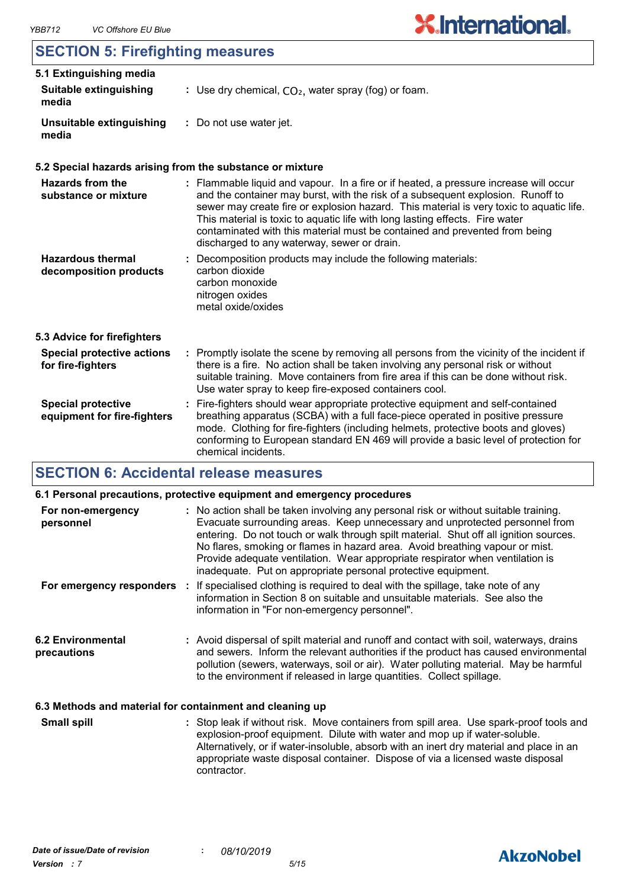## SECTION 5: Firefighting measures

### 5.1 Extinguishing media

**Suitable extinguishing media** : Use dry chemical, $CO_2$, water spray (fog) or foam.

**Unsuitable extinguishing media** : Do not use water jet.

### 5.2 Special hazards arising from the substance or mixture

**Hazards from the substance or mixture** : Flammable liquid and vapour. In a fire or if heated, a pressure increase will occur and the container may burst, with the risk of a subsequent explosion. Runoff to sewer may create fire or explosion hazard. This material is very toxic to aquatic life. This material is toxic to aquatic life with long lasting effects. Fire water contaminated with this material must be contained and prevented from being discharged to any waterway, sewer or drain.

**Hazardous thermal decomposition products** : Decomposition products may include the following materials:
carbon dioxide
carbon monoxide
nitrogen oxides
metal oxide/oxides

### 5.3 Advice for firefighters

**Special protective actions for fire-fighters** : Promptly isolate the scene by removing all persons from the vicinity of the incident if there is a fire. No action shall be taken involving any personal risk or without suitable training. Move containers from fire area if this can be done without risk. Use water spray to keep fire-exposed containers cool.

**Special protective equipment for fire-fighters** : Fire-fighters should wear appropriate protective equipment and self-contained breathing apparatus (SCBA) with a full face-piece operated in positive pressure mode. Clothing for fire-fighters (including helmets, protective boots and gloves) conforming to European standard EN 469 will provide a basic level of protection for chemical incidents.

## SECTION 6: Accidental release measures

### 6.1 Personal precautions, protective equipment and emergency procedures

**For non-emergency personnel** : No action shall be taken involving any personal risk or without suitable training. Evacuate surrounding areas. Keep unnecessary and unprotected personnel from entering. Do not touch or walk through spilt material. Shut off all ignition sources. No flares, smoking or flames in hazard area. Avoid breathing vapour or mist. Provide adequate ventilation. Wear appropriate respirator when ventilation is inadequate. Put on appropriate personal protective equipment.

**For emergency responders** : If specialised clothing is required to deal with the spillage, take note of any information in Section 8 on suitable and unsuitable materials. See also the information in "For non-emergency personnel".

**6.2 Environmental precautions** : Avoid dispersal of spilt material and runoff and contact with soil, waterways, drains and sewers. Inform the relevant authorities if the product has caused environmental pollution (sewers, waterways, soil or air). Water polluting material. May be harmful to the environment if released in large quantities. Collect spillage.

### 6.3 Methods and material for containment and cleaning up

**Small spill** : Stop leak if without risk. Move containers from spill area. Use spark-proof tools and explosion-proof equipment. Dilute with water and mop up if water-soluble. Alternatively, or if water-insoluble, absorb with an inert dry material and place in an appropriate waste disposal container. Dispose of via a licensed waste disposal contractor.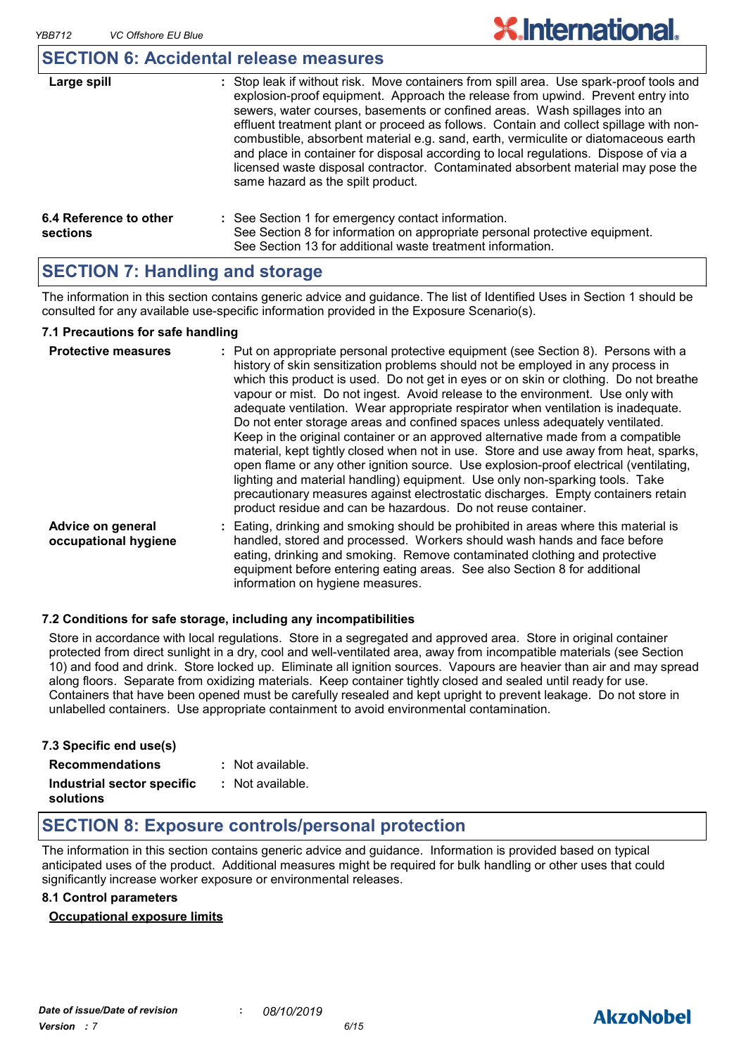## SECTION 6: Accidental release measures

| | |
|---|---|
| **Large spill** | : Stop leak if without risk. Move containers from spill area. Use spark-proof tools and explosion-proof equipment. Approach the release from upwind. Prevent entry into sewers, water courses, basements or confined areas. Wash spillages into an effluent treatment plant or proceed as follows. Contain and collect spillage with non-combustible, absorbent material e.g. sand, earth, vermiculite or diatomaceous earth and place in container for disposal according to local regulations. Dispose of via a licensed waste disposal contractor. Contaminated absorbent material may pose the same hazard as the spilt product. |

| | |
|---|---|
| **6.4 Reference to other sections** | : See Section 1 for emergency contact information.<br>See Section 8 for information on appropriate personal protective equipment.<br>See Section 13 for additional waste treatment information. |

## SECTION 7: Handling and storage

The information in this section contains generic advice and guidance. The list of Identified Uses in Section 1 should be consulted for any available use-specific information provided in the Exposure Scenario(s).

### 7.1 Precautions for safe handling

| | |
|---|---|
| **Protective measures** | : Put on appropriate personal protective equipment (see Section 8). Persons with a history of skin sensitization problems should not be employed in any process in which this product is used. Do not get in eyes or on skin or clothing. Do not breathe vapour or mist. Do not ingest. Avoid release to the environment. Use only with adequate ventilation. Wear appropriate respirator when ventilation is inadequate. Do not enter storage areas and confined spaces unless adequately ventilated. Keep in the original container or an approved alternative made from a compatible material, kept tightly closed when not in use. Store and use away from heat, sparks, open flame or any other ignition source. Use explosion-proof electrical (ventilating, lighting and material handling) equipment. Use only non-sparking tools. Take precautionary measures against electrostatic discharges. Empty containers retain product residue and can be hazardous. Do not reuse container. |
| **Advice on general occupational hygiene** | : Eating, drinking and smoking should be prohibited in areas where this material is handled, stored and processed. Workers should wash hands and face before eating, drinking and smoking. Remove contaminated clothing and protective equipment before entering eating areas. See also Section 8 for additional information on hygiene measures. |

### 7.2 Conditions for safe storage, including any incompatibilities

Store in accordance with local regulations. Store in a segregated and approved area. Store in original container protected from direct sunlight in a dry, cool and well-ventilated area, away from incompatible materials (see Section 10) and food and drink. Store locked up. Eliminate all ignition sources. Vapours are heavier than air and may spread along floors. Separate from oxidizing materials. Keep container tightly closed and sealed until ready for use. Containers that have been opened must be carefully resealed and kept upright to prevent leakage. Do not store in unlabelled containers. Use appropriate containment to avoid environmental contamination.

### 7.3 Specific end use(s)

| | |
|---|---|
| **Recommendations** | : Not available. |
| **Industrial sector specific solutions** | : Not available. |

## SECTION 8: Exposure controls/personal protection

The information in this section contains generic advice and guidance. Information is provided based on typical anticipated uses of the product. Additional measures might be required for bulk handling or other uses that could significantly increase worker exposure or environmental releases.

### 8.1 Control parameters

**Occupational exposure limits**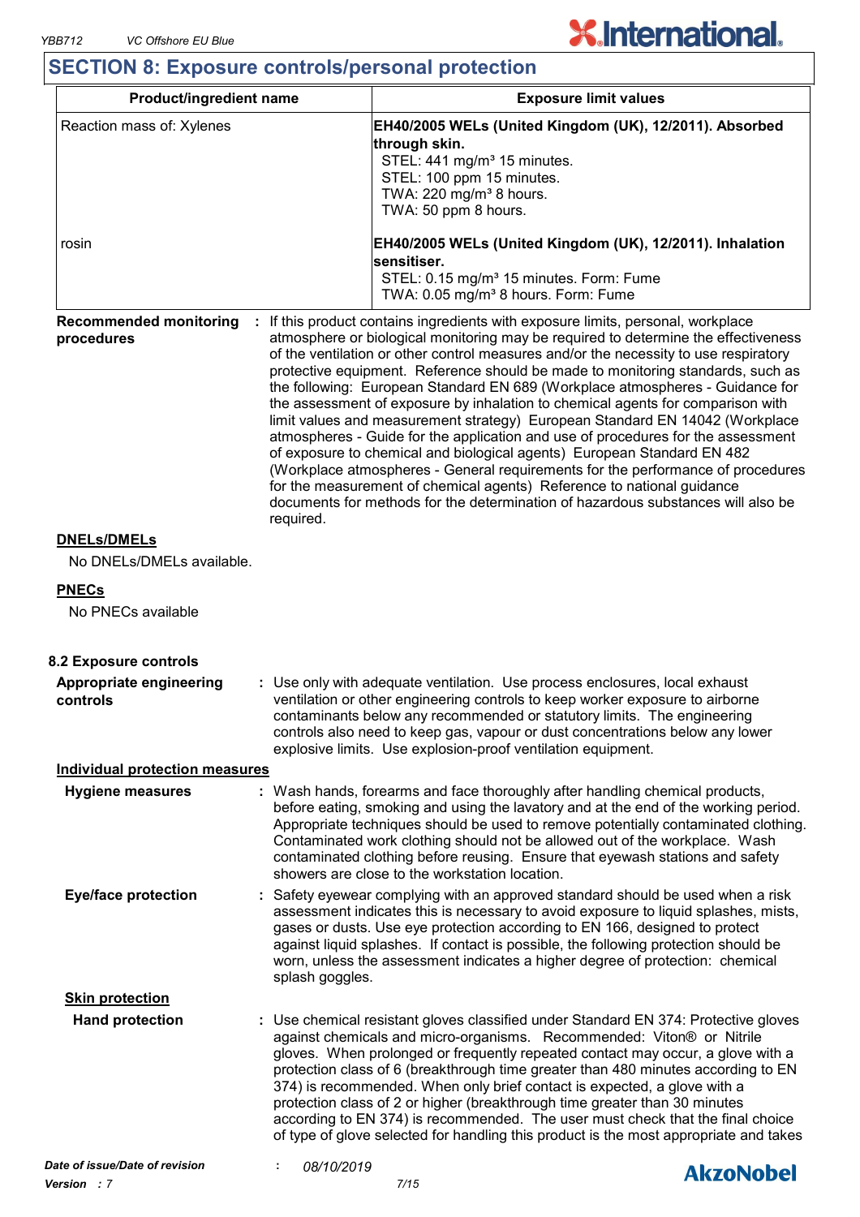## SECTION 8: Exposure controls/personal protection

| Product/ingredient name | Exposure limit values |
| --- | --- |
| Reaction mass of: Xylenes | **EH40/2005 WELs (United Kingdom (UK), 12/2011). Absorbed through skin.**<br>STEL: 441 mg/m³ 15 minutes.<br>STEL: 100 ppm 15 minutes.<br>TWA: 220 mg/m³ 8 hours.<br>TWA: 50 ppm 8 hours. |
| rosin | **EH40/2005 WELs (United Kingdom (UK), 12/2011). Inhalation sensitiser.**<br>STEL: 0.15 mg/m³ 15 minutes. Form: Fume<br>TWA: 0.05 mg/m³ 8 hours. Form: Fume |

**Recommended monitoring procedures** : If this product contains ingredients with exposure limits, personal, workplace atmosphere or biological monitoring may be required to determine the effectiveness of the ventilation or other control measures and/or the necessity to use respiratory protective equipment. Reference should be made to monitoring standards, such as the following: European Standard EN 689 (Workplace atmospheres - Guidance for the assessment of exposure by inhalation to chemical agents for comparison with limit values and measurement strategy) European Standard EN 14042 (Workplace atmospheres - Guide for the application and use of procedures for the assessment of exposure to chemical and biological agents) European Standard EN 482 (Workplace atmospheres - General requirements for the performance of procedures for the measurement of chemical agents) Reference to national guidance documents for methods for the determination of hazardous substances will also be required.

**DNELs/DMELs**

No DNELs/DMELs available.

**PNECs**

No PNECs available

### 8.2 Exposure controls

**Appropriate engineering controls** : Use only with adequate ventilation. Use process enclosures, local exhaust ventilation or other engineering controls to keep worker exposure to airborne contaminants below any recommended or statutory limits. The engineering controls also need to keep gas, vapour or dust concentrations below any lower explosive limits. Use explosion-proof ventilation equipment.

**Individual protection measures**

**Hygiene measures** : Wash hands, forearms and face thoroughly after handling chemical products, before eating, smoking and using the lavatory and at the end of the working period. Appropriate techniques should be used to remove potentially contaminated clothing. Contaminated work clothing should not be allowed out of the workplace. Wash contaminated clothing before reusing. Ensure that eyewash stations and safety showers are close to the workstation location.

**Eye/face protection** : Safety eyewear complying with an approved standard should be used when a risk assessment indicates this is necessary to avoid exposure to liquid splashes, mists, gases or dusts. Use eye protection according to EN 166, designed to protect against liquid splashes. If contact is possible, the following protection should be worn, unless the assessment indicates a higher degree of protection: chemical splash goggles.

**Skin protection**

**Hand protection** : Use chemical resistant gloves classified under Standard EN 374: Protective gloves against chemicals and micro-organisms. Recommended: Viton® or Nitrile gloves. When prolonged or frequently repeated contact may occur, a glove with a protection class of 6 (breakthrough time greater than 480 minutes according to EN 374) is recommended. When only brief contact is expected, a glove with a protection class of 2 or higher (breakthrough time greater than 30 minutes according to EN 374) is recommended. The user must check that the final choice of type of glove selected for handling this product is the most appropriate and takes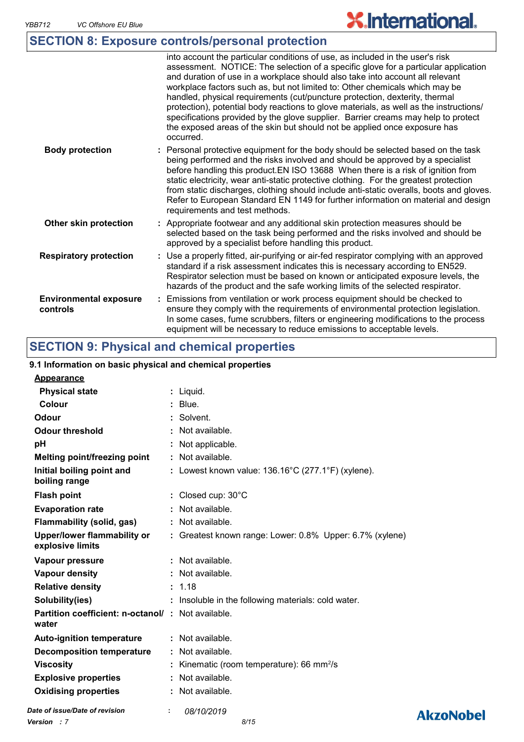## SECTION 8: Exposure controls/personal protection

|  |  |
|---|---|
|  | into account the particular conditions of use, as included in the user's risk assessment. NOTICE: The selection of a specific glove for a particular application and duration of use in a workplace should also take into account all relevant workplace factors such as, but not limited to: Other chemicals which may be handled, physical requirements (cut/puncture protection, dexterity, thermal protection), potential body reactions to glove materials, as well as the instructions/ specifications provided by the glove supplier. Barrier creams may help to protect the exposed areas of the skin but should not be applied once exposure has occurred. |
| **Body protection** | : Personal protective equipment for the body should be selected based on the task being performed and the risks involved and should be approved by a specialist before handling this product.EN ISO 13688 When there is a risk of ignition from static electricity, wear anti-static protective clothing. For the greatest protection from static discharges, clothing should include anti-static overalls, boots and gloves. Refer to European Standard EN 1149 for further information on material and design requirements and test methods. |
| **Other skin protection** | : Appropriate footwear and any additional skin protection measures should be selected based on the task being performed and the risks involved and should be approved by a specialist before handling this product. |
| **Respiratory protection** | : Use a properly fitted, air-purifying or air-fed respirator complying with an approved standard if a risk assessment indicates this is necessary according to EN529. Respirator selection must be based on known or anticipated exposure levels, the hazards of the product and the safe working limits of the selected respirator. |
| **Environmental exposure controls** | : Emissions from ventilation or work process equipment should be checked to ensure they comply with the requirements of environmental protection legislation. In some cases, fume scrubbers, filters or engineering modifications to the process equipment will be necessary to reduce emissions to acceptable levels. |

## SECTION 9: Physical and chemical properties

### 9.1 Information on basic physical and chemical properties

**Appearance**

|  |  |
|---|---|
| **Physical state** | : Liquid. |
| **Colour** | : Blue. |
| **Odour** | : Solvent. |
| **Odour threshold** | : Not available. |
| **pH** | : Not applicable. |
| **Melting point/freezing point** | : Not available. |
| **Initial boiling point and boiling range** | : Lowest known value: 136.16°C (277.1°F) (xylene). |
| **Flash point** | : Closed cup: 30°C |
| **Evaporation rate** | : Not available. |
| **Flammability (solid, gas)** | : Not available. |
| **Upper/lower flammability or explosive limits** | : Greatest known range: Lower: 0.8% Upper: 6.7% (xylene) |
| **Vapour pressure** | : Not available. |
| **Vapour density** | : Not available. |
| **Relative density** | : 1.18 |
| **Solubility(ies)** | : Insoluble in the following materials: cold water. |
| **Partition coefficient: n-octanol/ water** | : Not available. |
| **Auto-ignition temperature** | : Not available. |
| **Decomposition temperature** | : Not available. |
| **Viscosity** | : Kinematic (room temperature): 66 $mm^2/s$ |
| **Explosive properties** | : Not available. |
| **Oxidising properties** | : Not available. |

*Date of issue/Date of revision* : *08/10/2019*
*Version : 7*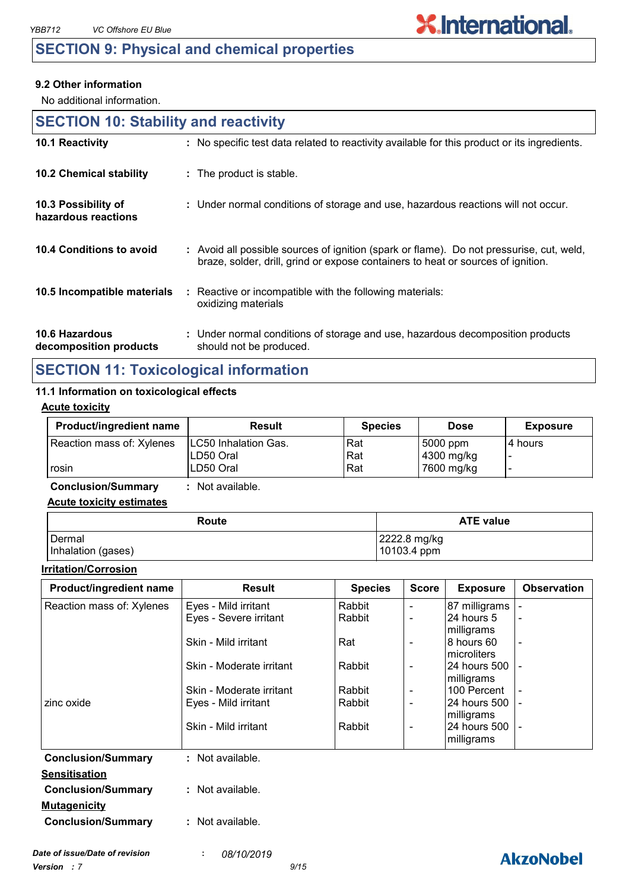## SECTION 9: Physical and chemical properties

### 9.2 Other information

No additional information.

## SECTION 10: Stability and reactivity

| | |
|---|---|
| **10.1 Reactivity** | : No specific test data related to reactivity available for this product or its ingredients. |
| **10.2 Chemical stability** | : The product is stable. |
| **10.3 Possibility of hazardous reactions** | : Under normal conditions of storage and use, hazardous reactions will not occur. |
| **10.4 Conditions to avoid** | : Avoid all possible sources of ignition (spark or flame). Do not pressurise, cut, weld, braze, solder, drill, grind or expose containers to heat or sources of ignition. |
| **10.5 Incompatible materials** | : Reactive or incompatible with the following materials: oxidizing materials |
| **10.6 Hazardous decomposition products** | : Under normal conditions of storage and use, hazardous decomposition products should not be produced. |

## SECTION 11: Toxicological information

### 11.1 Information on toxicological effects

**Acute toxicity**

| Product/ingredient name | Result | Species | Dose | Exposure |
|---|---|---|---|---|
| Reaction mass of: Xylenes | LC50 Inhalation Gas. | Rat | 5000 ppm | 4 hours |
| | LD50 Oral | Rat | 4300 mg/kg | - |
| rosin | LD50 Oral | Rat | 7600 mg/kg | - |

**Conclusion/Summary** : Not available.

**Acute toxicity estimates**

| Route | ATE value |
|---|---|
| Dermal | 2222.8 mg/kg |
| Inhalation (gases) | 10103.4 ppm |

**Irritation/Corrosion**

| Product/ingredient name | Result | Species | Score | Exposure | Observation |
|---|---|---|---|---|---|
| Reaction mass of: Xylenes | Eyes - Mild irritant | Rabbit | - | 87 milligrams | - |
| | Eyes - Severe irritant | Rabbit | - | 24 hours 5 milligrams | - |
| | Skin - Mild irritant | Rat | - | 8 hours 60 microliters | - |
| | Skin - Moderate irritant | Rabbit | - | 24 hours 500 milligrams | - |
| | Skin - Moderate irritant | Rabbit | - | 100 Percent | - |
| zinc oxide | Eyes - Mild irritant | Rabbit | - | 24 hours 500 milligrams | - |
| | Skin - Mild irritant | Rabbit | - | 24 hours 500 milligrams | - |

**Conclusion/Summary** : Not available.

**Sensitisation**

**Conclusion/Summary** : Not available.

**Mutagenicity**

**Conclusion/Summary** : Not available.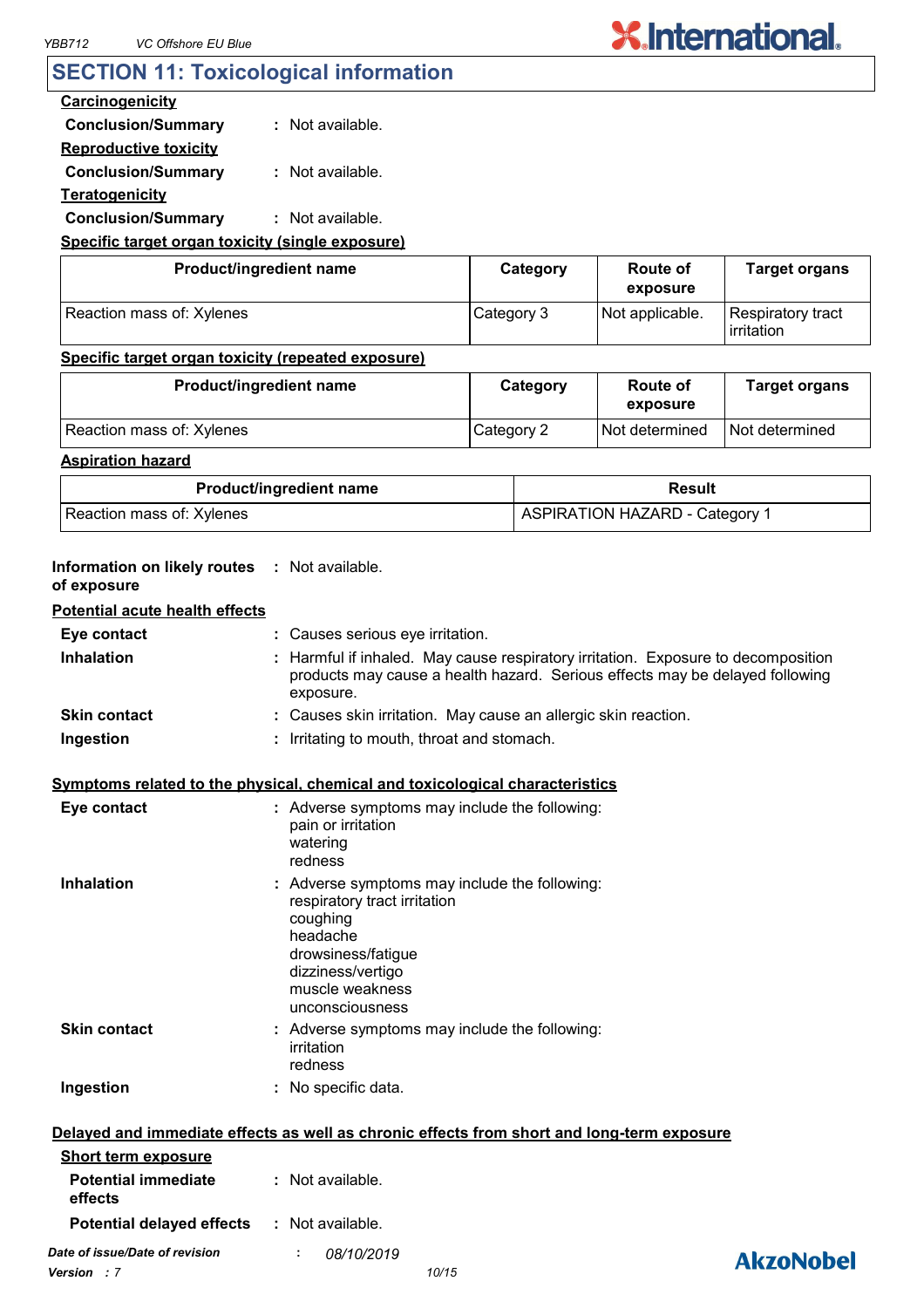## SECTION 11: Toxicological information

**Carcinogenicity**

**Conclusion/Summary** : Not available.

**Reproductive toxicity**

**Conclusion/Summary** : Not available.

**Teratogenicity**

**Conclusion/Summary** : Not available.

**Specific target organ toxicity (single exposure)**

| Product/ingredient name | Category | Route of exposure | Target organs |
|---|---|---|---|
| Reaction mass of: Xylenes | Category 3 | Not applicable. | Respiratory tract irritation |

**Specific target organ toxicity (repeated exposure)**

| Product/ingredient name | Category | Route of exposure | Target organs |
|---|---|---|---|
| Reaction mass of: Xylenes | Category 2 | Not determined | Not determined |

**Aspiration hazard**

| Product/ingredient name | Result |
|---|---|
| Reaction mass of: Xylenes | ASPIRATION HAZARD - Category 1 |

**Information on likely routes of exposure** : Not available.

**Potential acute health effects**

**Eye contact** : Causes serious eye irritation.

**Inhalation** : Harmful if inhaled. May cause respiratory irritation. Exposure to decomposition products may cause a health hazard. Serious effects may be delayed following exposure.

**Skin contact** : Causes skin irritation. May cause an allergic skin reaction.

**Ingestion** : Irritating to mouth, throat and stomach.

**Symptoms related to the physical, chemical and toxicological characteristics**

**Eye contact** : Adverse symptoms may include the following:
pain or irritation
watering
redness

**Inhalation** : Adverse symptoms may include the following:
respiratory tract irritation
coughing
headache
drowsiness/fatigue
dizziness/vertigo
muscle weakness
unconsciousness

**Skin contact** : Adverse symptoms may include the following:
irritation
redness

**Ingestion** : No specific data.

**Delayed and immediate effects as well as chronic effects from short and long-term exposure**

**Short term exposure**

**Potential immediate effects** : Not available.

**Potential delayed effects** : Not available.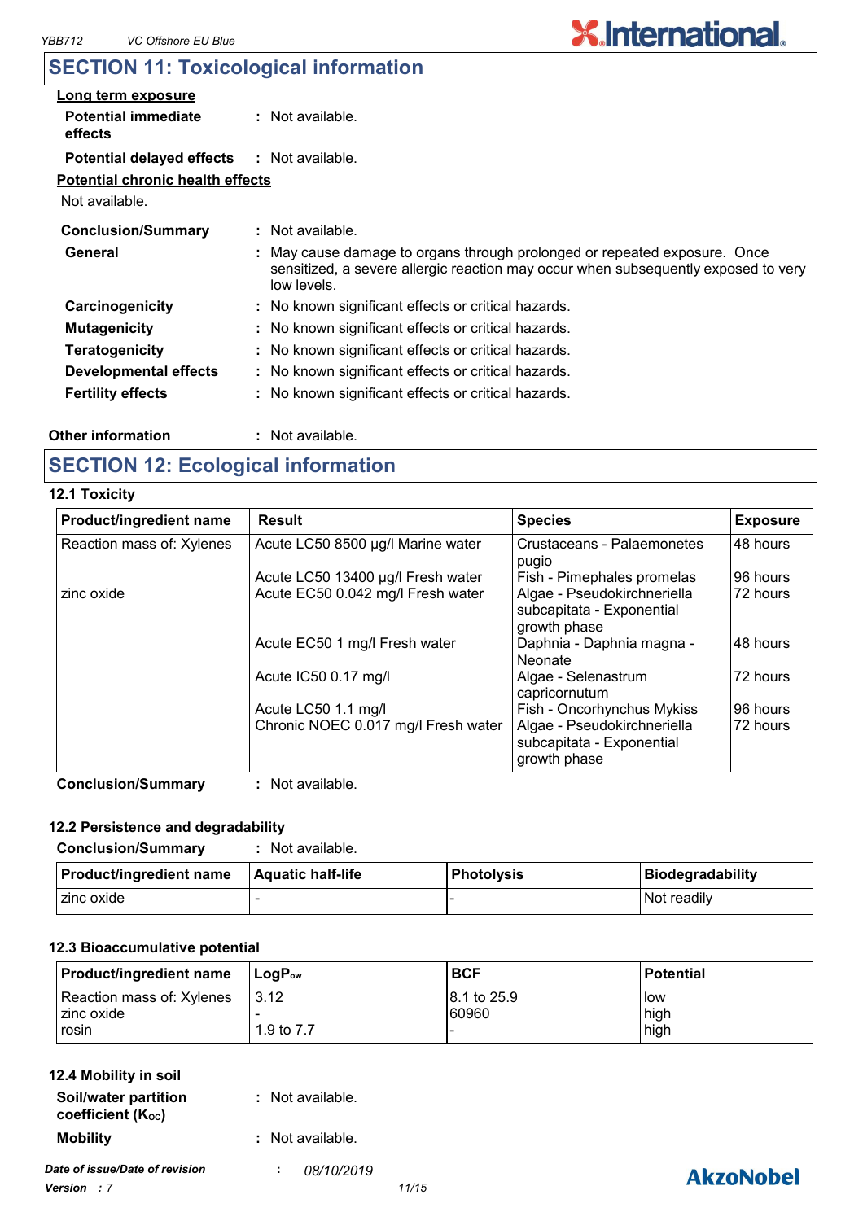## SECTION 11: Toxicological information

**Long term exposure**

**Potential immediate effects** : Not available.

**Potential delayed effects** : Not available.

**Potential chronic health effects**

Not available.

**Conclusion/Summary** : Not available.

**General** : May cause damage to organs through prolonged or repeated exposure. Once sensitized, a severe allergic reaction may occur when subsequently exposed to very low levels.

**Carcinogenicity** : No known significant effects or critical hazards.

**Mutagenicity** : No known significant effects or critical hazards.

**Teratogenicity** : No known significant effects or critical hazards.

**Developmental effects** : No known significant effects or critical hazards.

**Fertility effects** : No known significant effects or critical hazards.

**Other information** : Not available.

## SECTION 12: Ecological information

### 12.1 Toxicity

| Product/ingredient name | Result | Species | Exposure |
|---|---|---|---|
| Reaction mass of: Xylenes | Acute LC50 8500 µg/l Marine water | Crustaceans - Palaemonetes pugio | 48 hours |
| | Acute LC50 13400 µg/l Fresh water | Fish - Pimephales promelas | 96 hours |
| zinc oxide | Acute EC50 0.042 mg/l Fresh water | Algae - Pseudokirchneriella subcapitata - Exponential growth phase | 72 hours |
| | Acute EC50 1 mg/l Fresh water | Daphnia - Daphnia magna - Neonate | 48 hours |
| | Acute IC50 0.17 mg/l | Algae - Selenastrum capricornutum | 72 hours |
| | Acute LC50 1.1 mg/l | Fish - Oncorhynchus Mykiss | 96 hours |
| | Chronic NOEC 0.017 mg/l Fresh water | Algae - Pseudokirchneriella subcapitata - Exponential growth phase | 72 hours |

**Conclusion/Summary** : Not available.

### 12.2 Persistence and degradability

**Conclusion/Summary** : Not available.

| Product/ingredient name | Aquatic half-life | Photolysis | Biodegradability |
|---|---|---|---|
| zinc oxide | - | - | Not readily |

### 12.3 Bioaccumulative potential

| Product/ingredient name | $LogP_{ow}$ | BCF | Potential |
|---|---|---|---|
| Reaction mass of: Xylenes | 3.12 | 8.1 to 25.9 | low |
| zinc oxide | - | 60960 | high |
| rosin | 1.9 to 7.7 | - | high |

### 12.4 Mobility in soil

**Soil/water partition coefficient ($K_{OC}$)** : Not available.

**Mobility** : Not available.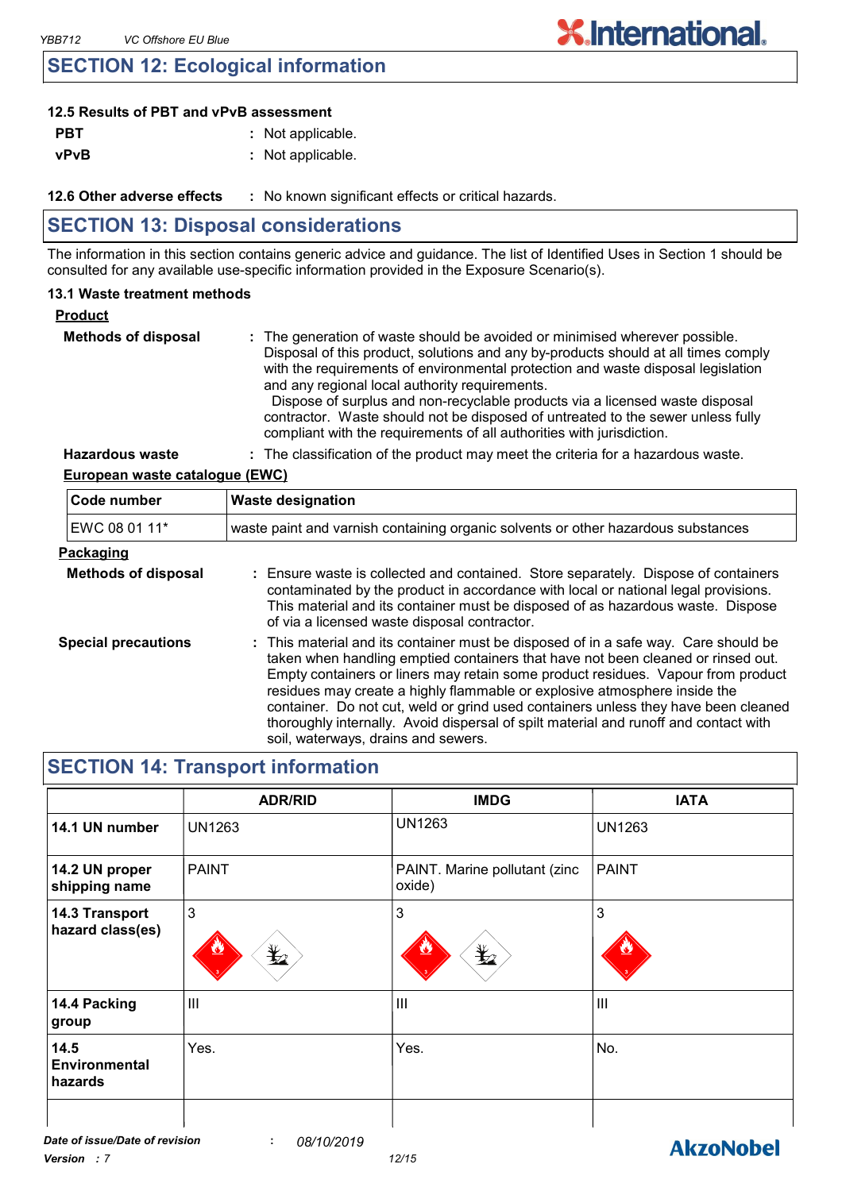## SECTION 12: Ecological information

**12.5 Results of PBT and vPvB assessment**

**PBT** : Not applicable.

**vPvB** : Not applicable.

**12.6 Other adverse effects** : No known significant effects or critical hazards.

## SECTION 13: Disposal considerations

The information in this section contains generic advice and guidance. The list of Identified Uses in Section 1 should be consulted for any available use-specific information provided in the Exposure Scenario(s).

**13.1 Waste treatment methods**

**Product**

**Methods of disposal** : The generation of waste should be avoided or minimised wherever possible. Disposal of this product, solutions and any by-products should at all times comply with the requirements of environmental protection and waste disposal legislation and any regional local authority requirements.
Dispose of surplus and non-recyclable products via a licensed waste disposal contractor. Waste should not be disposed of untreated to the sewer unless fully compliant with the requirements of all authorities with jurisdiction.

**Hazardous waste** : The classification of the product may meet the criteria for a hazardous waste.

**European waste catalogue (EWC)**

| Code number | Waste designation |
|---|---|
| EWC 08 01 11* | waste paint and varnish containing organic solvents or other hazardous substances |

**Packaging**

**Methods of disposal** : Ensure waste is collected and contained. Store separately. Dispose of containers contaminated by the product in accordance with local or national legal provisions. This material and its container must be disposed of as hazardous waste. Dispose of via a licensed waste disposal contractor.

**Special precautions** : This material and its container must be disposed of in a safe way. Care should be taken when handling emptied containers that have not been cleaned or rinsed out. Empty containers or liners may retain some product residues. Vapour from product residues may create a highly flammable or explosive atmosphere inside the container. Do not cut, weld or grind used containers unless they have been cleaned thoroughly internally. Avoid dispersal of spilt material and runoff and contact with soil, waterways, drains and sewers.

## SECTION 14: Transport information

| | ADR/RID | IMDG | IATA |
|---|---|---|---|
| **14.1 UN number** | UN1263 | UN1263 | UN1263 |
| **14.2 UN proper shipping name** | PAINT | PAINT. Marine pollutant (zinc oxide) | PAINT |
| **14.3 Transport hazard class(es)** | 3 | 3 | 3 |
| **14.4 Packing group** | III | III | III |
| **14.5 Environmental hazards** | Yes. | Yes. | No. |
| | | | |

Date of issue/Date of revision : 08/10/2019

Version : 7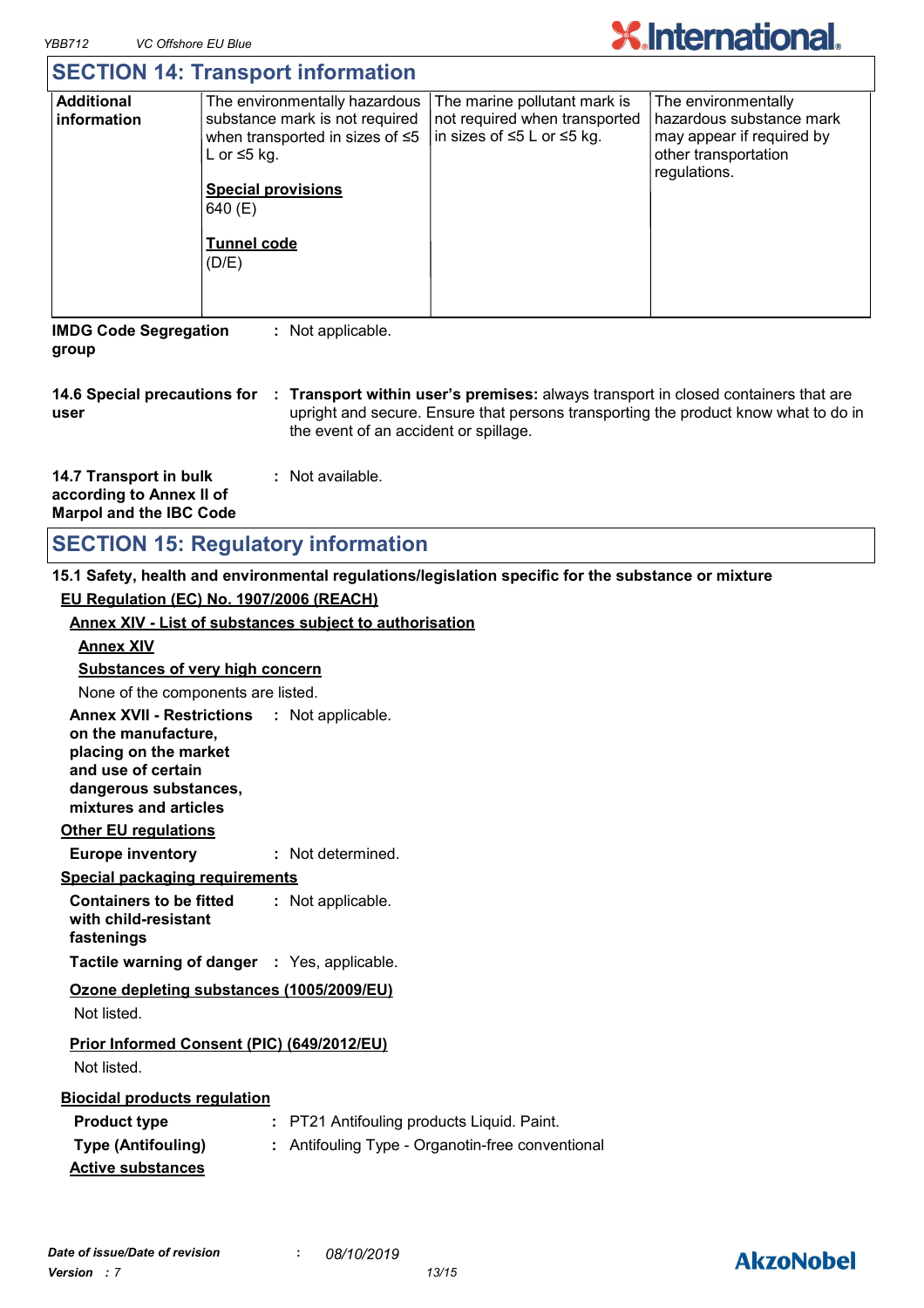## SECTION 14: Transport information

| Additional information | The environmentally hazardous substance mark is not required when transported in sizes of ≤5 L or ≤5 kg.<br><br>**Special provisions**<br>640 (E)<br><br>**Tunnel code**<br>(D/E) | The marine pollutant mark is not required when transported in sizes of ≤5 L or ≤5 kg. | The environmentally hazardous substance mark may appear if required by other transportation regulations. |
|---|---|---|---|

**IMDG Code Segregation group** : Not applicable.

**14.6 Special precautions for user** : **Transport within user's premises:** always transport in closed containers that are upright and secure. Ensure that persons transporting the product know what to do in the event of an accident or spillage.

**14.7 Transport in bulk according to Annex II of Marpol and the IBC Code** : Not available.

## SECTION 15: Regulatory information

**15.1 Safety, health and environmental regulations/legislation specific for the substance or mixture**

**EU Regulation (EC) No. 1907/2006 (REACH)**

**Annex XIV - List of substances subject to authorisation**

**Annex XIV**

**Substances of very high concern**

None of the components are listed.

**Annex XVII - Restrictions on the manufacture, placing on the market and use of certain dangerous substances, mixtures and articles** : Not applicable.

**Other EU regulations**

**Europe inventory** : Not determined.

**Special packaging requirements**

**Containers to be fitted with child-resistant fastenings** : Not applicable.

**Tactile warning of danger** : Yes, applicable.

**Ozone depleting substances (1005/2009/EU)**

Not listed.

**Prior Informed Consent (PIC) (649/2012/EU)**

Not listed.

**Biocidal products regulation**

**Product type** : PT21 Antifouling products Liquid. Paint.

**Type (Antifouling)** : Antifouling Type - Organotin-free conventional

**Active substances**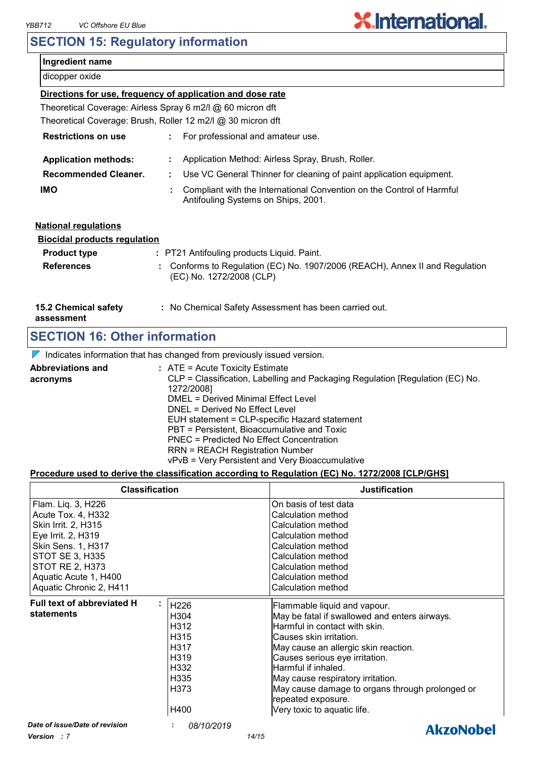## SECTION 15: Regulatory information

| Ingredient name |
| --- |
| dicopper oxide |

**Directions for use, frequency of application and dose rate**

Theoretical Coverage: Airless Spray 6 m2/l @ 60 micron dft

Theoretical Coverage: Brush, Roller 12 m2/l @ 30 micron dft

**Restrictions on use** : For professional and amateur use.

**Application methods:** : Application Method: Airless Spray, Brush, Roller.

**Recommended Cleaner.** : Use VC General Thinner for cleaning of paint application equipment.

**IMO** : Compliant with the International Convention on the Control of Harmful Antifouling Systems on Ships, 2001.

**National regulations**

**Biocidal products regulation**

**Product type** : PT21 Antifouling products Liquid. Paint.

**References** : Conforms to Regulation (EC) No. 1907/2006 (REACH), Annex II and Regulation (EC) No. 1272/2008 (CLP)

**15.2 Chemical safety assessment** : No Chemical Safety Assessment has been carried out.

## SECTION 16: Other information

◤ Indicates information that has changed from previously issued version.

**Abbreviations and acronyms** : ATE = Acute Toxicity Estimate
CLP = Classification, Labelling and Packaging Regulation [Regulation (EC) No. 1272/2008]
DMEL = Derived Minimal Effect Level
DNEL = Derived No Effect Level
EUH statement = CLP-specific Hazard statement
PBT = Persistent, Bioaccumulative and Toxic
PNEC = Predicted No Effect Concentration
RRN = REACH Registration Number
vPvB = Very Persistent and Very Bioaccumulative

**Procedure used to derive the classification according to Regulation (EC) No. 1272/2008 [CLP/GHS]**

| Classification | Justification |
| --- | --- |
| Flam. Liq. 3, H226 | On basis of test data |
| Acute Tox. 4, H332 | Calculation method |
| Skin Irrit. 2, H315 | Calculation method |
| Eye Irrit. 2, H319 | Calculation method |
| Skin Sens. 1, H317 | Calculation method |
| STOT SE 3, H335 | Calculation method |
| STOT RE 2, H373 | Calculation method |
| Aquatic Acute 1, H400 | Calculation method |
| Aquatic Chronic 2, H411 | Calculation method |

**Full text of abbreviated H statements** :

| | |
| --- | --- |
| H226 | Flammable liquid and vapour. |
| H304 | May be fatal if swallowed and enters airways. |
| H312 | Harmful in contact with skin. |
| H315 | Causes skin irritation. |
| H317 | May cause an allergic skin reaction. |
| H319 | Causes serious eye irritation. |
| H332 | Harmful if inhaled. |
| H335 | May cause respiratory irritation. |
| H373 | May cause damage to organs through prolonged or repeated exposure. |
| H400 | Very toxic to aquatic life. |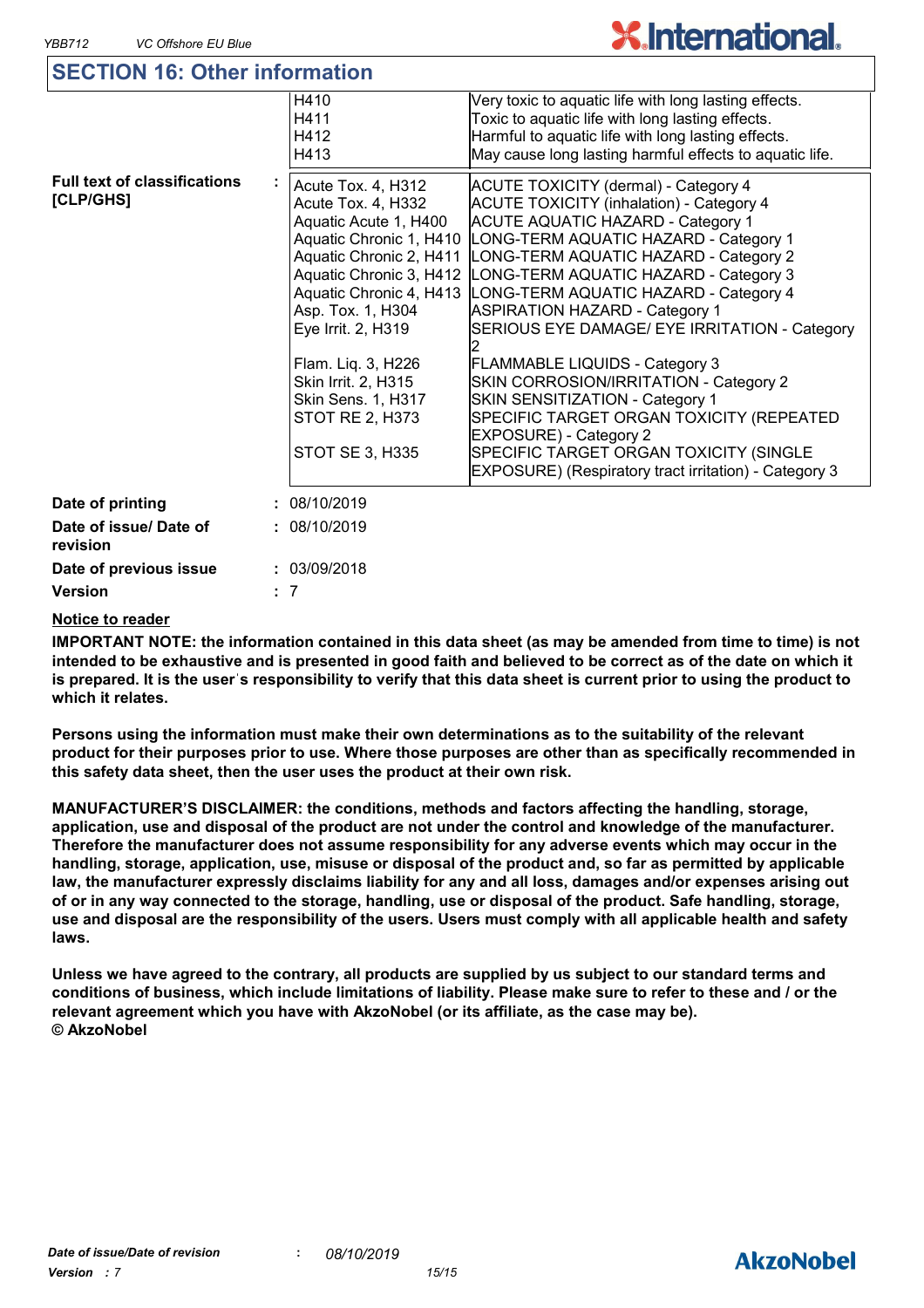## SECTION 16: Other information

| | | |
|---|---|---|
| | H410<br>H411<br>H412<br>H413 | Very toxic to aquatic life with long lasting effects.<br>Toxic to aquatic life with long lasting effects.<br>Harmful to aquatic life with long lasting effects.<br>May cause long lasting harmful effects to aquatic life. |
| **Full text of classifications [CLP/GHS]** : | Acute Tox. 4, H312<br>Acute Tox. 4, H332<br>Aquatic Acute 1, H400<br>Aquatic Chronic 1, H410<br>Aquatic Chronic 2, H411<br>Aquatic Chronic 3, H412<br>Aquatic Chronic 4, H413<br>Asp. Tox. 1, H304<br>Eye Irrit. 2, H319<br>Flam. Liq. 3, H226<br>Skin Irrit. 2, H315<br>Skin Sens. 1, H317<br>STOT RE 2, H373<br>STOT SE 3, H335 | ACUTE TOXICITY (dermal) - Category 4<br>ACUTE TOXICITY (inhalation) - Category 4<br>ACUTE AQUATIC HAZARD - Category 1<br>LONG-TERM AQUATIC HAZARD - Category 1<br>LONG-TERM AQUATIC HAZARD - Category 2<br>LONG-TERM AQUATIC HAZARD - Category 3<br>LONG-TERM AQUATIC HAZARD - Category 4<br>ASPIRATION HAZARD - Category 1<br>SERIOUS EYE DAMAGE/ EYE IRRITATION - Category 2<br>FLAMMABLE LIQUIDS - Category 3<br>SKIN CORROSION/IRRITATION - Category 2<br>SKIN SENSITIZATION - Category 1<br>SPECIFIC TARGET ORGAN TOXICITY (REPEATED EXPOSURE) - Category 2<br>SPECIFIC TARGET ORGAN TOXICITY (SINGLE EXPOSURE) (Respiratory tract irritation) - Category 3 |

**Date of printing** : 08/10/2019

**Date of issue/ Date of revision** : 08/10/2019

**Date of previous issue** : 03/09/2018

**Version** : 7

**Notice to reader**

**IMPORTANT NOTE: the information contained in this data sheet (as may be amended from time to time) is not intended to be exhaustive and is presented in good faith and believed to be correct as of the date on which it is prepared. It is the user's responsibility to verify that this data sheet is current prior to using the product to which it relates.**

**Persons using the information must make their own determinations as to the suitability of the relevant product for their purposes prior to use. Where those purposes are other than as specifically recommended in this safety data sheet, then the user uses the product at their own risk.**

**MANUFACTURER'S DISCLAIMER: the conditions, methods and factors affecting the handling, storage, application, use and disposal of the product are not under the control and knowledge of the manufacturer. Therefore the manufacturer does not assume responsibility for any adverse events which may occur in the handling, storage, application, use, misuse or disposal of the product and, so far as permitted by applicable law, the manufacturer expressly disclaims liability for any and all loss, damages and/or expenses arising out of or in any way connected to the storage, handling, use or disposal of the product. Safe handling, storage, use and disposal are the responsibility of the users. Users must comply with all applicable health and safety laws.**

**Unless we have agreed to the contrary, all products are supplied by us subject to our standard terms and conditions of business, which include limitations of liability. Please make sure to refer to these and / or the relevant agreement which you have with AkzoNobel (or its affiliate, as the case may be).**
**© AkzoNobel**